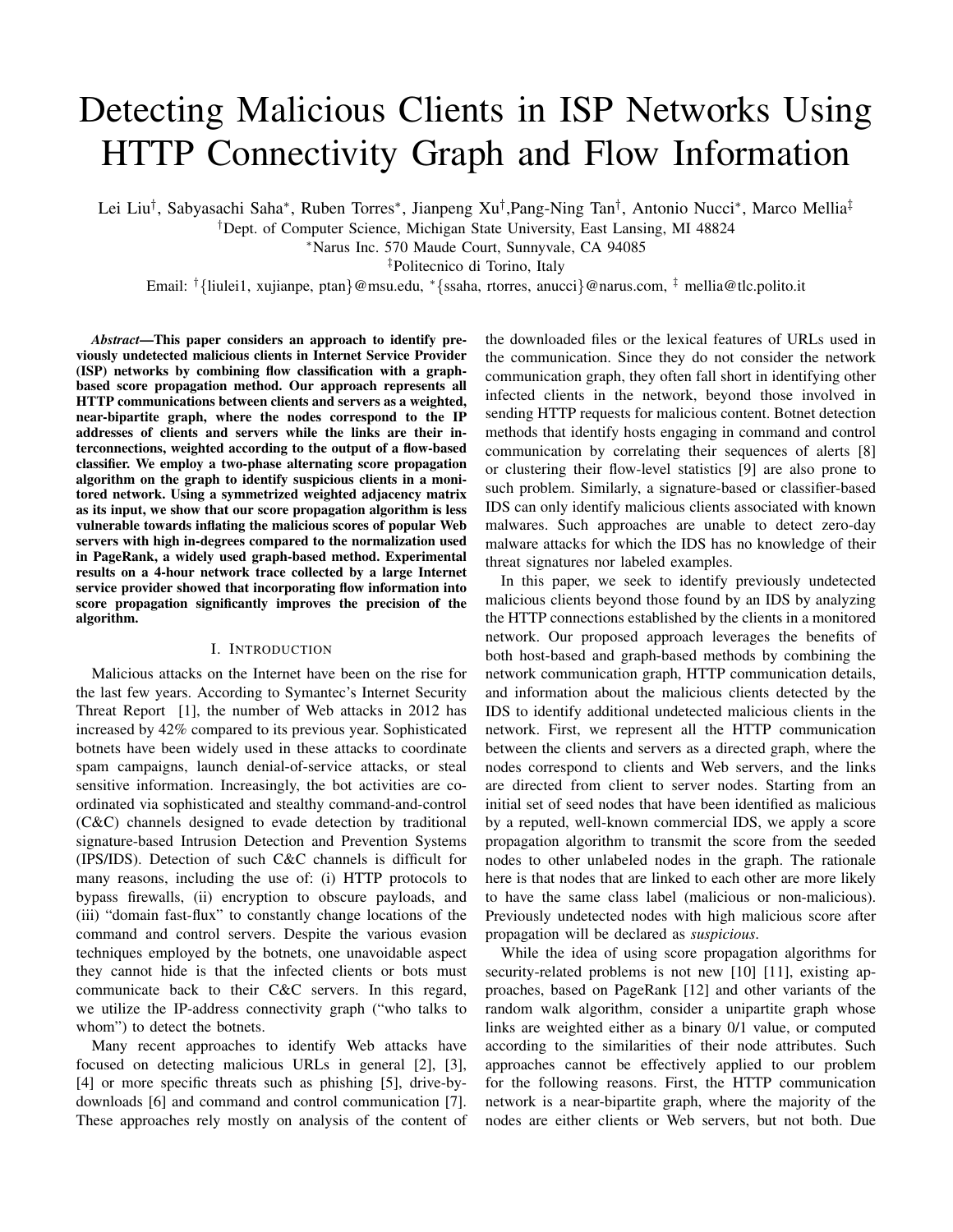# Detecting Malicious Clients in ISP Networks Using HTTP Connectivity Graph and Flow Information

Lei Liu[†], Sabyasachi Saha[*], Ruben Torres[*], Jianpeng Xu[†],Pang-Ning Tan[†], Antonio Nucci[*], Marco Mellia[‡]

[†]Dept. of Computer Science, Michigan State University, East Lansing, MI 48824

[*]Narus Inc. 570 Maude Court, Sunnyvale, CA 94085

[‡]Politecnico di Torino, Italy

Email: [†]{liulei1, xujianpe, ptan}@msu.edu, [*]{ssaha, rtorres, anucci}@narus.com, [‡] mellia@tlc.polito.it

***Abstract*—This paper considers an approach to identify previously undetected malicious clients in Internet Service Provider (ISP) networks by combining flow classification with a graph-based score propagation method. Our approach represents all HTTP communications between clients and servers as a weighted, near-bipartite graph, where the nodes correspond to the IP addresses of clients and servers while the links are their interconnections, weighted according to the output of a flow-based classifier. We employ a two-phase alternating score propagation algorithm on the graph to identify suspicious clients in a monitored network. Using a symmetrized weighted adjacency matrix as its input, we show that our score propagation algorithm is less vulnerable towards inflating the malicious scores of popular Web servers with high in-degrees compared to the normalization used in PageRank, a widely used graph-based method. Experimental results on a 4-hour network trace collected by a large Internet service provider showed that incorporating flow information into score propagation significantly improves the precision of the algorithm.**

## I. Introduction

Malicious attacks on the Internet have been on the rise for the last few years. According to Symantec's Internet Security Threat Report [1], the number of Web attacks in 2012 has increased by 42% compared to its previous year. Sophisticated botnets have been widely used in these attacks to coordinate spam campaigns, launch denial-of-service attacks, or steal sensitive information. Increasingly, the bot activities are coordinated via sophisticated and stealthy command-and-control (C&C) channels designed to evade detection by traditional signature-based Intrusion Detection and Prevention Systems (IPS/IDS). Detection of such C&C channels is difficult for many reasons, including the use of: (i) HTTP protocols to bypass firewalls, (ii) encryption to obscure payloads, and (iii) "domain fast-flux" to constantly change locations of the command and control servers. Despite the various evasion techniques employed by the botnets, one unavoidable aspect they cannot hide is that the infected clients or bots must communicate back to their C&C servers. In this regard, we utilize the IP-address connectivity graph ("who talks to whom") to detect the botnets.

Many recent approaches to identify Web attacks have focused on detecting malicious URLs in general [2], [3], [4] or more specific threats such as phishing [5], drive-by-downloads [6] and command and control communication [7]. These approaches rely mostly on analysis of the content of the downloaded files or the lexical features of URLs used in the communication. Since they do not consider the network communication graph, they often fall short in identifying other infected clients in the network, beyond those involved in sending HTTP requests for malicious content. Botnet detection methods that identify hosts engaging in command and control communication by correlating their sequences of alerts [8] or clustering their flow-level statistics [9] are also prone to such problem. Similarly, a signature-based or classifier-based IDS can only identify malicious clients associated with known malwares. Such approaches are unable to detect zero-day malware attacks for which the IDS has no knowledge of their threat signatures nor labeled examples.

In this paper, we seek to identify previously undetected malicious clients beyond those found by an IDS by analyzing the HTTP connections established by the clients in a monitored network. Our proposed approach leverages the benefits of both host-based and graph-based methods by combining the network communication graph, HTTP communication details, and information about the malicious clients detected by the IDS to identify additional undetected malicious clients in the network. First, we represent all the HTTP communication between the clients and servers as a directed graph, where the nodes correspond to clients and Web servers, and the links are directed from client to server nodes. Starting from an initial set of seed nodes that have been identified as malicious by a reputed, well-known commercial IDS, we apply a score propagation algorithm to transmit the score from the seeded nodes to other unlabeled nodes in the graph. The rationale here is that nodes that are linked to each other are more likely to have the same class label (malicious or non-malicious). Previously undetected nodes with high malicious score after propagation will be declared as *suspicious*.

While the idea of using score propagation algorithms for security-related problems is not new [10] [11], existing approaches, based on PageRank [12] and other variants of the random walk algorithm, consider a unipartite graph whose links are weighted either as a binary 0/1 value, or computed according to the similarities of their node attributes. Such approaches cannot be effectively applied to our problem for the following reasons. First, the HTTP communication network is a near-bipartite graph, where the majority of the nodes are either clients or Web servers, but not both. Due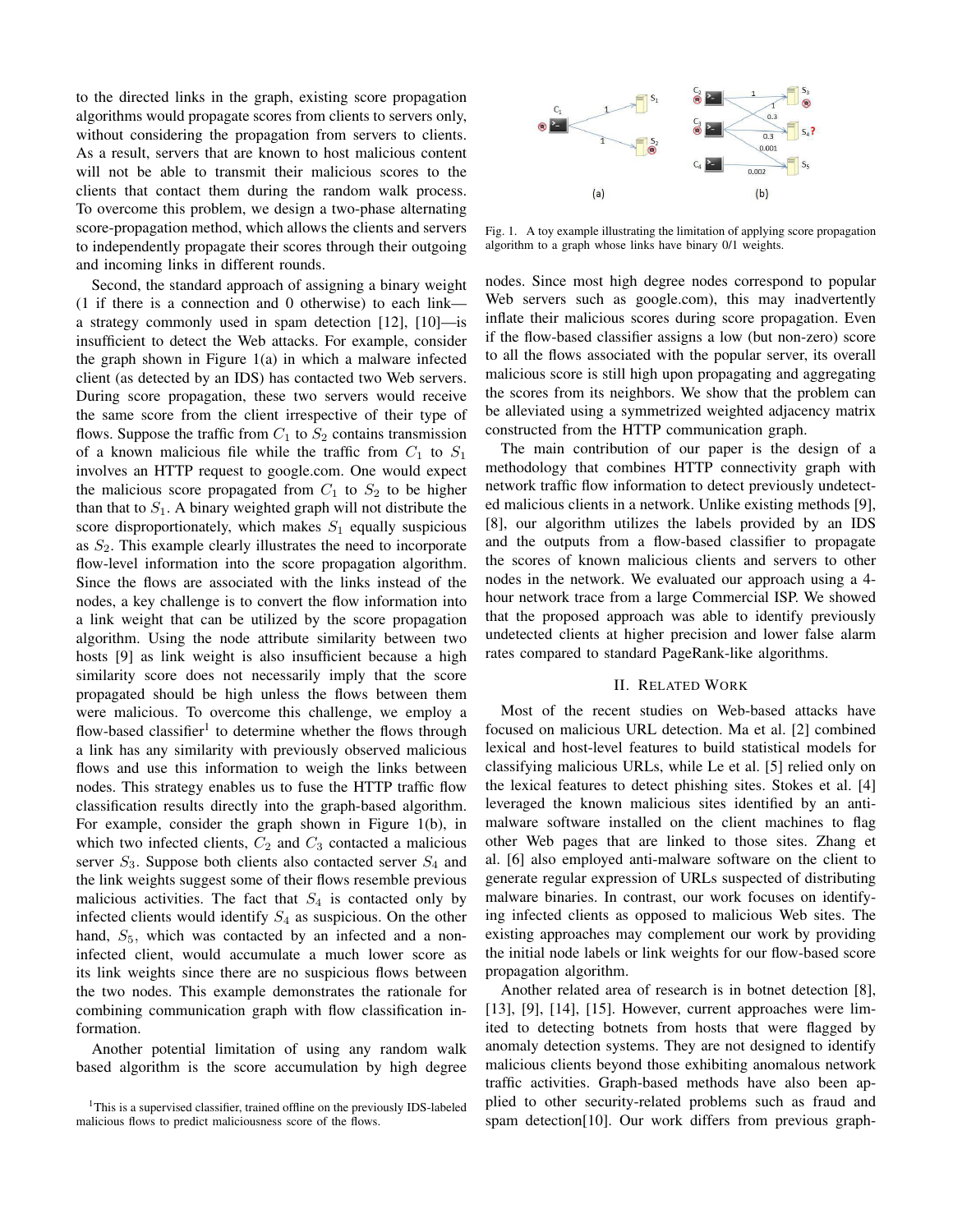to the directed links in the graph, existing score propagation algorithms would propagate scores from clients to servers only, without considering the propagation from servers to clients. As a result, servers that are known to host malicious content will not be able to transmit their malicious scores to the clients that contact them during the random walk process. To overcome this problem, we design a two-phase alternating score-propagation method, which allows the clients and servers to independently propagate their scores through their outgoing and incoming links in different rounds.

Second, the standard approach of assigning a binary weight (1 if there is a connection and 0 otherwise) to each link—a strategy commonly used in spam detection [12], [10]—is insufficient to detect the Web attacks. For example, consider the graph shown in Figure 1(a) in which a malware infected client (as detected by an IDS) has contacted two Web servers. During score propagation, these two servers would receive the same score from the client irrespective of their type of flows. Suppose the traffic from $C_1$ to $S_2$ contains transmission of a known malicious file while the traffic from $C_1$ to $S_1$ involves an HTTP request to google.com. One would expect the malicious score propagated from $C_1$ to $S_2$ to be higher than that to $S_1$. A binary weighted graph will not distribute the score disproportionately, which makes $S_1$ equally suspicious as $S_2$. This example clearly illustrates the need to incorporate flow-level information into the score propagation algorithm. Since the flows are associated with the links instead of the nodes, a key challenge is to convert the flow information into a link weight that can be utilized by the score propagation algorithm. Using the node attribute similarity between two hosts [9] as link weight is also insufficient because a high similarity score does not necessarily imply that the score propagated should be high unless the flows between them were malicious. To overcome this challenge, we employ a flow-based classifier[1] to determine whether the flows through a link has any similarity with previously observed malicious flows and use this information to weigh the links between nodes. This strategy enables us to fuse the HTTP traffic flow classification results directly into the graph-based algorithm. For example, consider the graph shown in Figure 1(b), in which two infected clients, $C_2$ and $C_3$ contacted a malicious server $S_3$. Suppose both clients also contacted server $S_4$ and the link weights suggest some of their flows resemble previous malicious activities. The fact that $S_4$ is contacted only by infected clients would identify $S_4$ as suspicious. On the other hand, $S_5$, which was contacted by an infected and a non-infected client, would accumulate a much lower score as its link weights since there are no suspicious flows between the two nodes. This example demonstrates the rationale for combining communication graph with flow classification information.

Another potential limitation of using any random walk based algorithm is the score accumulation by high degree nodes. Since most high degree nodes correspond to popular Web servers such as google.com), this may inadvertently inflate their malicious scores during score propagation. Even if the flow-based classifier assigns a low (but non-zero) score to all the flows associated with the popular server, its overall malicious score is still high upon propagating and aggregating the scores from its neighbors. We show that the problem can be alleviated using a symmetrized weighted adjacency matrix constructed from the HTTP communication graph.

[1]This is a supervised classifier, trained offline on the previously IDS-labeled malicious flows to predict maliciousness score of the flows.

Fig. 1. A toy example illustrating the limitation of applying score propagation algorithm to a graph whose links have binary 0/1 weights.

The main contribution of our paper is the design of a methodology that combines HTTP connectivity graph with network traffic flow information to detect previously undetected malicious clients in a network. Unlike existing methods [9], [8], our algorithm utilizes the labels provided by an IDS and the outputs from a flow-based classifier to propagate the scores of known malicious clients and servers to other nodes in the network. We evaluated our approach using a 4-hour network trace from a large Commercial ISP. We showed that the proposed approach was able to identify previously undetected clients at higher precision and lower false alarm rates compared to standard PageRank-like algorithms.

## II. Related Work

Most of the recent studies on Web-based attacks have focused on malicious URL detection. Ma et al. [2] combined lexical and host-level features to build statistical models for classifying malicious URLs, while Le et al. [5] relied only on the lexical features to detect phishing sites. Stokes et al. [4] leveraged the known malicious sites identified by an anti-malware software installed on the client machines to flag other Web pages that are linked to those sites. Zhang et al. [6] also employed anti-malware software on the client to generate regular expression of URLs suspected of distributing malware binaries. In contrast, our work focuses on identifying infected clients as opposed to malicious Web sites. The existing approaches may complement our work by providing the initial node labels or link weights for our flow-based score propagation algorithm.

Another related area of research is in botnet detection [8], [13], [9], [14], [15]. However, current approaches were limited to detecting botnets from hosts that were flagged by anomaly detection systems. They are not designed to identify malicious clients beyond those exhibiting anomalous network traffic activities. Graph-based methods have also been applied to other security-related problems such as fraud and spam detection[10]. Our work differs from previous graph-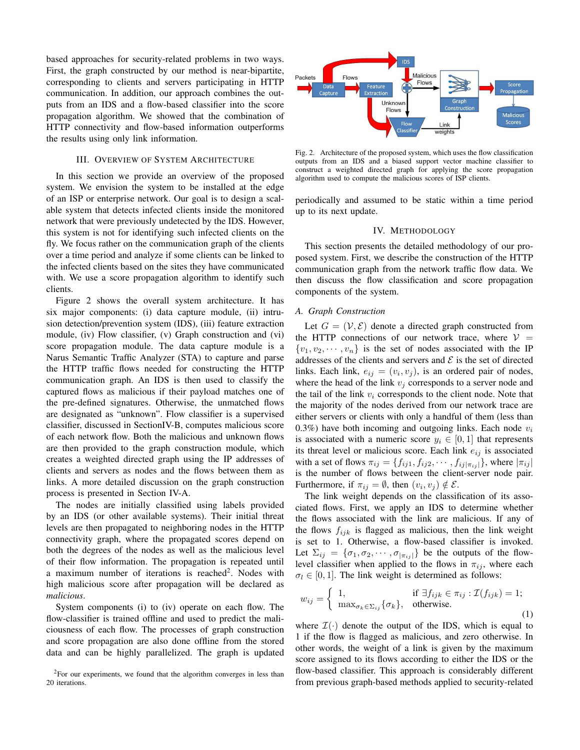based approaches for security-related problems in two ways. First, the graph constructed by our method is near-bipartite, corresponding to clients and servers participating in HTTP communication. In addition, our approach combines the outputs from an IDS and a flow-based classifier into the score propagation algorithm. We showed that the combination of HTTP connectivity and flow-based information outperforms the results using only link information.

## III. Overview of System Architecture

In this section we provide an overview of the proposed system. We envision the system to be installed at the edge of an ISP or enterprise network. Our goal is to design a scalable system that detects infected clients inside the monitored network that were previously undetected by the IDS. However, this system is not for identifying such infected clients on the fly. We focus rather on the communication graph of the clients over a time period and analyze if some clients can be linked to the infected clients based on the sites they have communicated with. We use a score propagation algorithm to identify such clients.

Figure 2 shows the overall system architecture. It has six major components: (i) data capture module, (ii) intrusion detection/prevention system (IDS), (iii) feature extraction module, (iv) Flow classifier, (v) Graph construction and (vi) score propagation module. The data capture module is a Narus Semantic Traffic Analyzer (STA) to capture and parse the HTTP traffic flows needed for constructing the HTTP communication graph. An IDS is then used to classify the captured flows as malicious if their payload matches one of the pre-defined signatures. Otherwise, the unmatched flows are designated as "unknown". Flow classifier is a supervised classifier, discussed in SectionIV-B, computes malicious score of each network flow. Both the malicious and unknown flows are then provided to the graph construction module, which creates a weighted directed graph using the IP addresses of clients and servers as nodes and the flows between them as links. A more detailed discussion on the graph construction process is presented in Section IV-A.

The nodes are initially classified using labels provided by an IDS (or other available systems). Their initial threat levels are then propagated to neighboring nodes in the HTTP connectivity graph, where the propagated scores depend on both the degrees of the nodes as well as the malicious level of their flow information. The propagation is repeated until a maximum number of iterations is reached[2]. Nodes with high malicious score after propagation will be declared as *malicious*.

System components (i) to (iv) operate on each flow. The flow-classifier is trained offline and used to predict the maliciousness of each flow. The processes of graph construction and score propagation are also done offline from the stored data and can be highly parallelized. The graph is updated periodically and assumed to be static within a time period up to its next update.

[2]For our experiments, we found that the algorithm converges in less than 20 iterations.

Fig. 2. Architecture of the proposed system, which uses the flow classification outputs from an IDS and a biased support vector machine classifier to construct a weighted directed graph for applying the score propagation algorithm used to compute the malicious scores of ISP clients.

## IV. Methodology

This section presents the detailed methodology of our proposed system. First, we describe the construction of the HTTP communication graph from the network traffic flow data. We then discuss the flow classification and score propagation components of the system.

### A. Graph Construction

Let $G = (\mathcal{V}, \mathcal{E})$ denote a directed graph constructed from the HTTP connections of our network trace, where $\mathcal{V} = \{v_1, v_2, \cdots, v_n\}$ is the set of nodes associated with the IP addresses of the clients and servers and $\mathcal{E}$ is the set of directed links. Each link, $e_{ij} = (v_i, v_j)$, is an ordered pair of nodes, where the head of the link $v_j$ corresponds to a server node and the tail of the link $v_i$ corresponds to the client node. Note that the majority of the nodes derived from our network trace are either servers or clients with only a handful of them (less than 0.3%) have both incoming and outgoing links. Each node $v_i$ is associated with a numeric score $y_i \in [0, 1]$ that represents its threat level or malicious score. Each link $e_{ij}$ is associated with a set of flows $\pi_{ij} = \{f_{ij1}, f_{ij2}, \cdots, f_{ij|\pi_{ij}|}\}$, where $|\pi_{ij}|$ is the number of flows between the client-server node pair. Furthermore, if $\pi_{ij} = \emptyset$, then $(v_i, v_j) \notin \mathcal{E}$.

The link weight depends on the classification of its associated flows. First, we apply an IDS to determine whether the flows associated with the link are malicious. If any of the flows $f_{ijk}$ is flagged as malicious, then the link weight is set to 1. Otherwise, a flow-based classifier is invoked. Let $\Sigma_{ij} = \{\sigma_1, \sigma_2, \cdots, \sigma_{|\pi_{ij}|}\}$ be the outputs of the flow-level classifier when applied to the flows in $\pi_{ij}$, where each $\sigma_l \in [0, 1]$. The link weight is determined as follows:

$$w_{ij} = \begin{cases} 1, & \text{if } \exists f_{ijk} \in \pi_{ij} : \mathcal{I}(f_{ijk}) = 1; \\ \max_{\sigma_k \in \Sigma_{ij}} \{\sigma_k\}, & \text{otherwise.} \end{cases} \tag{1}$$

where $\mathcal{I}(\cdot)$ denote the output of the IDS, which is equal to 1 if the flow is flagged as malicious, and zero otherwise. In other words, the weight of a link is given by the maximum score assigned to its flows according to either the IDS or the flow-based classifier. This approach is considerably different from previous graph-based methods applied to security-related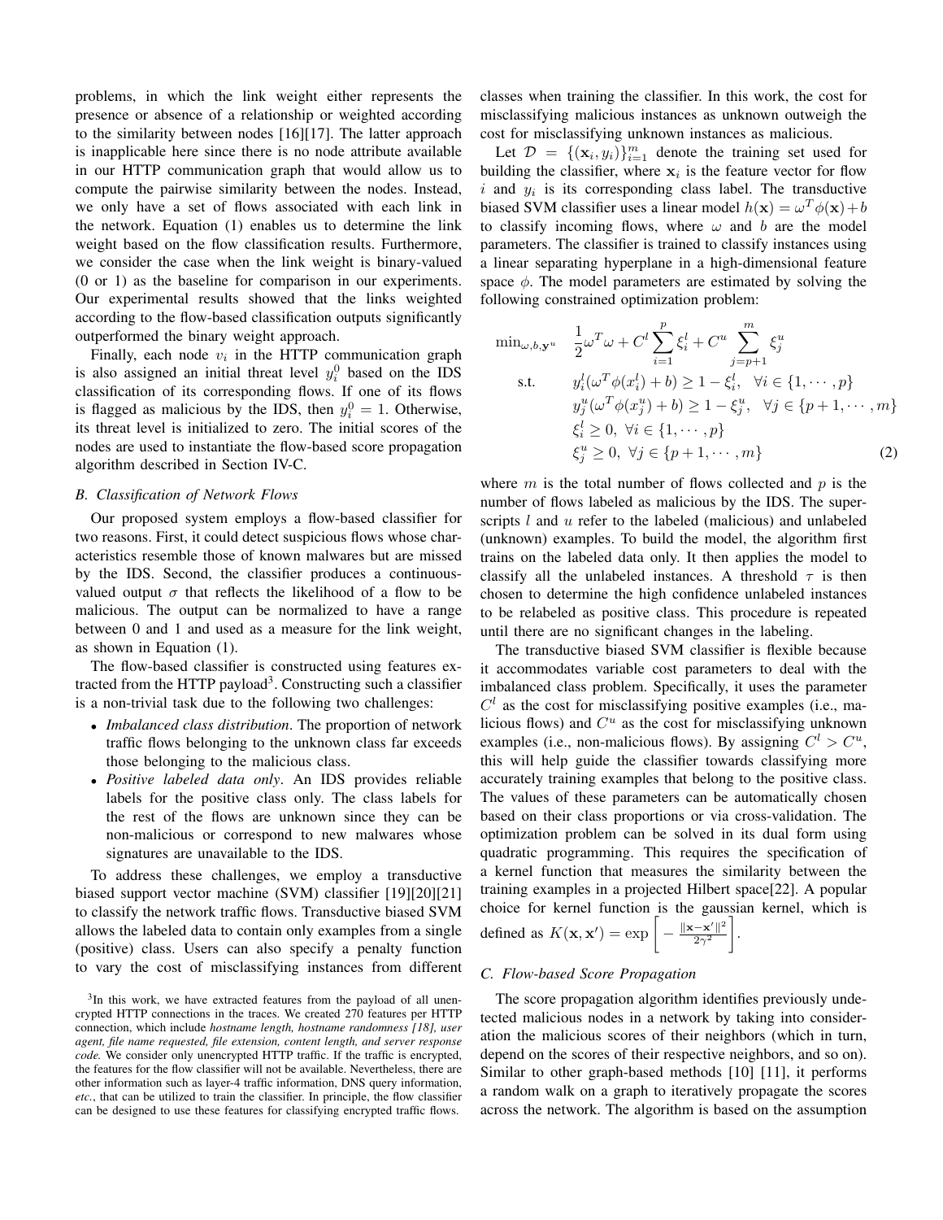problems, in which the link weight either represents the presence or absence of a relationship or weighted according to the similarity between nodes [16][17]. The latter approach is inapplicable here since there is no node attribute available in our HTTP communication graph that would allow us to compute the pairwise similarity between the nodes. Instead, we only have a set of flows associated with each link in the network. Equation (1) enables us to determine the link weight based on the flow classification results. Furthermore, we consider the case when the link weight is binary-valued (0 or 1) as the baseline for comparison in our experiments. Our experimental results showed that the links weighted according to the flow-based classification outputs significantly outperformed the binary weight approach.

Finally, each node $v_i$ in the HTTP communication graph is also assigned an initial threat level $y_i^0$ based on the IDS classification of its corresponding flows. If one of its flows is flagged as malicious by the IDS, then $y_i^0 = 1$. Otherwise, its threat level is initialized to zero. The initial scores of the nodes are used to instantiate the flow-based score propagation algorithm described in Section IV-C.

### B. Classification of Network Flows

Our proposed system employs a flow-based classifier for two reasons. First, it could detect suspicious flows whose characteristics resemble those of known malwares but are missed by the IDS. Second, the classifier produces a continuous-valued output $\sigma$ that reflects the likelihood of a flow to be malicious. The output can be normalized to have a range between 0 and 1 and used as a measure for the link weight, as shown in Equation (1).

The flow-based classifier is constructed using features extracted from the HTTP payload[3]. Constructing such a classifier is a non-trivial task due to the following two challenges:

- *Imbalanced class distribution*. The proportion of network traffic flows belonging to the unknown class far exceeds those belonging to the malicious class.
- *Positive labeled data only*. An IDS provides reliable labels for the positive class only. The class labels for the rest of the flows are unknown since they can be non-malicious or correspond to new malwares whose signatures are unavailable to the IDS.

To address these challenges, we employ a transductive biased support vector machine (SVM) classifier [19][20][21] to classify the network traffic flows. Transductive biased SVM allows the labeled data to contain only examples from a single (positive) class. Users can also specify a penalty function to vary the cost of misclassifying instances from different classes when training the classifier. In this work, the cost for misclassifying malicious instances as unknown outweigh the cost for misclassifying unknown instances as malicious.

Let $\mathcal{D} = \{(\mathbf{x}_i, y_i)\}_{i=1}^m$ denote the training set used for building the classifier, where $\mathbf{x}_i$ is the feature vector for flow $i$ and $y_i$ is its corresponding class label. The transductive biased SVM classifier uses a linear model $h(\mathbf{x}) = \omega^T\phi(\mathbf{x}) + b$ to classify incoming flows, where $\omega$ and $b$ are the model parameters. The classifier is trained to classify instances using a linear separating hyperplane in a high-dimensional feature space $\phi$. The model parameters are estimated by solving the following constrained optimization problem:

$$
\begin{aligned}
\min_{\omega, b, \mathbf{y}^u} \quad & \frac{1}{2}\omega^T\omega + C^l \sum_{i=1}^{p} \xi_i^l + C^u \sum_{j=p+1}^{m} \xi_j^u \\
\text{s.t.} \quad & y_i^l(\omega^T\phi(x_i^l) + b) \geq 1 - \xi_i^l, \quad \forall i \in \{1, \cdots, p\} \\
& y_j^u(\omega^T\phi(x_j^u) + b) \geq 1 - \xi_j^u, \quad \forall j \in \{p+1, \cdots, m\} \\
& \xi_i^l \geq 0, \ \forall i \in \{1, \cdots, p\} \\
& \xi_j^u \geq 0, \ \forall j \in \{p+1, \cdots, m\}
\end{aligned} \tag{2}
$$

where $m$ is the total number of flows collected and $p$ is the number of flows labeled as malicious by the IDS. The superscripts $l$ and $u$ refer to the labeled (malicious) and unlabeled (unknown) examples. To build the model, the algorithm first trains on the labeled data only. It then applies the model to classify all the unlabeled instances. A threshold $\tau$ is then chosen to determine the high confidence unlabeled instances to be relabeled as positive class. This procedure is repeated until there are no significant changes in the labeling.

The transductive biased SVM classifier is flexible because it accommodates variable cost parameters to deal with the imbalanced class problem. Specifically, it uses the parameter $C^l$ as the cost for misclassifying positive examples (i.e., malicious flows) and $C^u$ as the cost for misclassifying unknown examples (i.e., non-malicious flows). By assigning $C^l > C^u$, this will help guide the classifier towards classifying more accurately training examples that belong to the positive class. The values of these parameters can be automatically chosen based on their class proportions or via cross-validation. The optimization problem can be solved in its dual form using quadratic programming. This requires the specification of a kernel function that measures the similarity between the training examples in a projected Hilbert space[22]. A popular choice for kernel function is the gaussian kernel, which is defined as $K(\mathbf{x}, \mathbf{x}') = \exp\left[ -\frac{\|\mathbf{x}-\mathbf{x}'\|^2}{2\gamma^2} \right]$.

### C. Flow-based Score Propagation

The score propagation algorithm identifies previously undetected malicious nodes in a network by taking into consideration the malicious scores of their neighbors (which in turn, depend on the scores of their respective neighbors, and so on). Similar to other graph-based methods [10] [11], it performs a random walk on a graph to iteratively propagate the scores across the network. The algorithm is based on the assumption

[3] In this work, we have extracted features from the payload of all unencrypted HTTP connections in the traces. We created 270 features per HTTP connection, which include *hostname length, hostname randomness [18], user agent, file name requested, file extension, content length, and server response code.* We consider only unencrypted HTTP traffic. If the traffic is encrypted, the features for the flow classifier will not be available. Nevertheless, there are other information such as layer-4 traffic information, DNS query information, *etc.*, that can be utilized to train the classifier. In principle, the flow classifier can be designed to use these features for classifying encrypted traffic flows.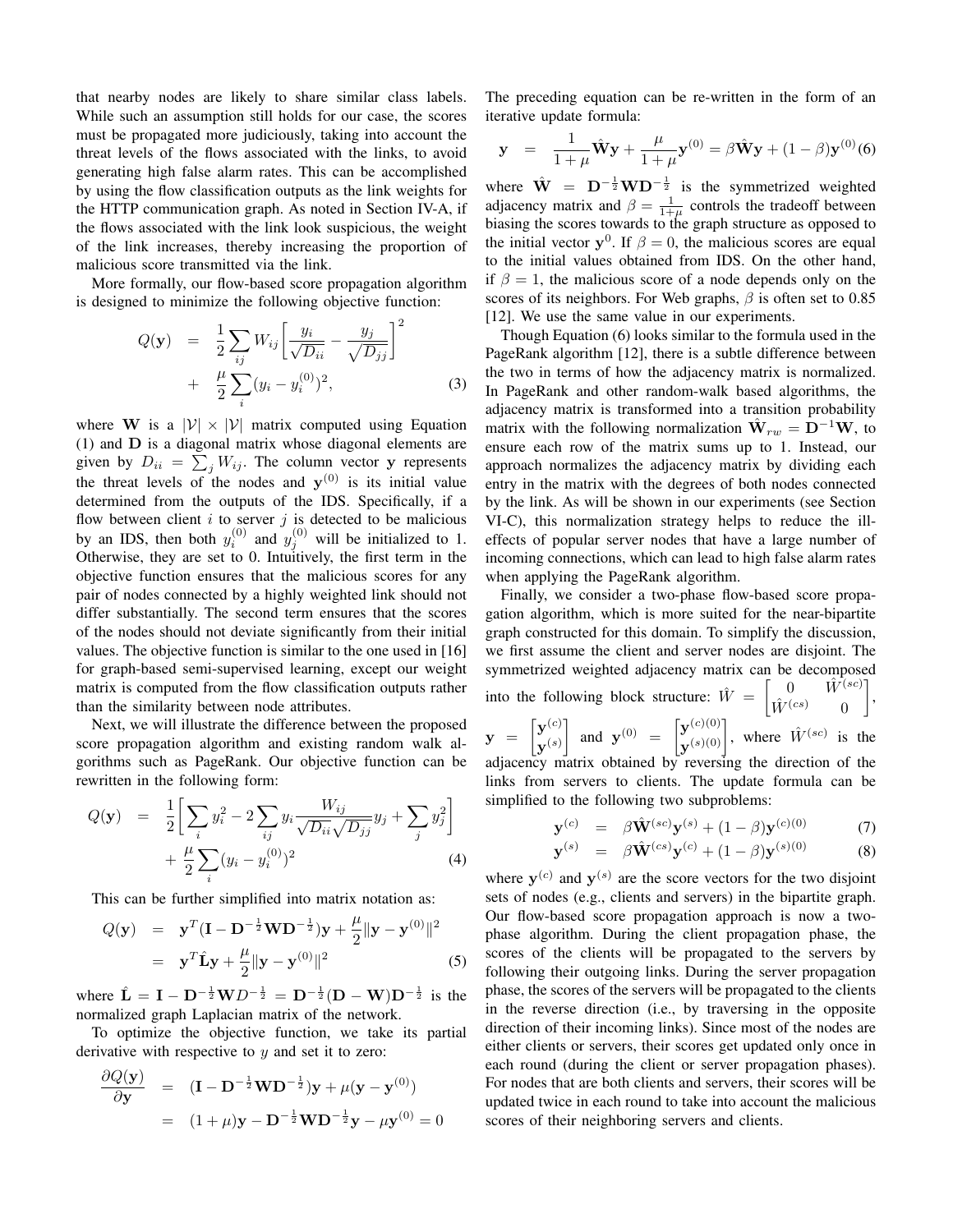that nearby nodes are likely to share similar class labels. While such an assumption still holds for our case, the scores must be propagated more judiciously, taking into account the threat levels of the flows associated with the links, to avoid generating high false alarm rates. This can be accomplished by using the flow classification outputs as the link weights for the HTTP communication graph. As noted in Section IV-A, if the flows associated with the link look suspicious, the weight of the link increases, thereby increasing the proportion of malicious score transmitted via the link.

More formally, our flow-based score propagation algorithm is designed to minimize the following objective function:

$$
\begin{aligned}
Q(\mathbf{y}) &= \frac{1}{2}\sum_{ij} W_{ij}\left[\frac{y_i}{\sqrt{D_{ii}}} - \frac{y_j}{\sqrt{D_{jj}}}\right]^2 \\
&+ \frac{\mu}{2}\sum_i (y_i - y_i^{(0)})^2, \qquad (3)
\end{aligned}
$$

where $\mathbf{W}$ is a $|\mathcal{V}| \times |\mathcal{V}|$ matrix computed using Equation (1) and $\mathbf{D}$ is a diagonal matrix whose diagonal elements are given by $D_{ii} = \sum_j W_{ij}$. The column vector $\mathbf{y}$ represents the threat levels of the nodes and $\mathbf{y}^{(0)}$ is its initial value determined from the outputs of the IDS. Specifically, if a flow between client $i$ to server $j$ is detected to be malicious by an IDS, then both $y_i^{(0)}$ and $y_j^{(0)}$ will be initialized to 1. Otherwise, they are set to 0. Intuitively, the first term in the objective function ensures that the malicious scores for any pair of nodes connected by a highly weighted link should not differ substantially. The second term ensures that the scores of the nodes should not deviate significantly from their initial values. The objective function is similar to the one used in [16] for graph-based semi-supervised learning, except our weight matrix is computed from the flow classification outputs rather than the similarity between node attributes.

Next, we will illustrate the difference between the proposed score propagation algorithm and existing random walk algorithms such as PageRank. Our objective function can be rewritten in the following form:

$$
\begin{aligned}
Q(\mathbf{y}) &= \frac{1}{2}\left[\sum_i y_i^2 - 2\sum_{ij} y_i \frac{W_{ij}}{\sqrt{D_{ii}}\sqrt{D_{jj}}} y_j + \sum_j y_j^2\right] \\
&+ \frac{\mu}{2}\sum_i (y_i - y_i^{(0)})^2 \qquad (4)
\end{aligned}
$$

This can be further simplified into matrix notation as:

$$
\begin{aligned}
Q(\mathbf{y}) &= \mathbf{y}^T(\mathbf{I} - \mathbf{D}^{-\frac{1}{2}}\mathbf{W}\mathbf{D}^{-\frac{1}{2}})\mathbf{y} + \frac{\mu}{2}\|\mathbf{y} - \mathbf{y}^{(0)}\|^2 \\
&= \mathbf{y}^T\hat{\mathbf{L}}\mathbf{y} + \frac{\mu}{2}\|\mathbf{y} - \mathbf{y}^{(0)}\|^2 \qquad (5)
\end{aligned}
$$

where $\hat{\mathbf{L}} = \mathbf{I} - \mathbf{D}^{-\frac{1}{2}}\mathbf{W}D^{-\frac{1}{2}} = \mathbf{D}^{-\frac{1}{2}}(\mathbf{D} - \mathbf{W})\mathbf{D}^{-\frac{1}{2}}$ is the normalized graph Laplacian matrix of the network.

To optimize the objective function, we take its partial derivative with respective to $y$ and set it to zero:

$$
\begin{aligned}
\frac{\partial Q(\mathbf{y})}{\partial \mathbf{y}} &= (\mathbf{I} - \mathbf{D}^{-\frac{1}{2}}\mathbf{W}\mathbf{D}^{-\frac{1}{2}})\mathbf{y} + \mu(\mathbf{y} - \mathbf{y}^{(0)}) \\
&= (1+\mu)\mathbf{y} - \mathbf{D}^{-\frac{1}{2}}\mathbf{W}\mathbf{D}^{-\frac{1}{2}}\mathbf{y} - \mu\mathbf{y}^{(0)} = 0
\end{aligned}
$$

The preceding equation can be re-written in the form of an iterative update formula:

$$
\mathbf{y} = \frac{1}{1+\mu}\hat{\mathbf{W}}\mathbf{y} + \frac{\mu}{1+\mu}\mathbf{y}^{(0)} = \beta\hat{\mathbf{W}}\mathbf{y} + (1-\beta)\mathbf{y}^{(0)} \quad (6)
$$

where $\hat{\mathbf{W}} = \mathbf{D}^{-\frac{1}{2}}\mathbf{W}\mathbf{D}^{-\frac{1}{2}}$ is the symmetrized weighted adjacency matrix and $\beta = \frac{1}{1+\mu}$ controls the tradeoff between biasing the scores towards to the graph structure as opposed to the initial vector $\mathbf{y}^0$. If $\beta = 0$, the malicious scores are equal to the initial values obtained from IDS. On the other hand, if $\beta = 1$, the malicious score of a node depends only on the scores of its neighbors. For Web graphs, $\beta$ is often set to 0.85 [12]. We use the same value in our experiments.

Though Equation (6) looks similar to the formula used in the PageRank algorithm [12], there is a subtle difference between the two in terms of how the adjacency matrix is normalized. In PageRank and other random-walk based algorithms, the adjacency matrix is transformed into a transition probability matrix with the following normalization $\hat{\mathbf{W}}_{rw} = \mathbf{D}^{-1}\mathbf{W}$, to ensure each row of the matrix sums up to 1. Instead, our approach normalizes the adjacency matrix by dividing each entry in the matrix with the degrees of both nodes connected by the link. As will be shown in our experiments (see Section VI-C), this normalization strategy helps to reduce the ill-effects of popular server nodes that have a large number of incoming connections, which can lead to high false alarm rates when applying the PageRank algorithm.

Finally, we consider a two-phase flow-based score propagation algorithm, which is more suited for the near-bipartite graph constructed for this domain. To simplify the discussion, we first assume the client and server nodes are disjoint. The symmetrized weighted adjacency matrix can be decomposed into the following block structure: $\hat{W} = \begin{bmatrix} 0 & \hat{W}^{(sc)} \\ \hat{W}^{(cs)} & 0 \end{bmatrix}$, $\mathbf{y} = \begin{bmatrix} \mathbf{y}^{(c)} \\ \mathbf{y}^{(s)} \end{bmatrix}$ and $\mathbf{y}^{(0)} = \begin{bmatrix} \mathbf{y}^{(c)(0)} \\ \mathbf{y}^{(s)(0)} \end{bmatrix}$, where $\hat{W}^{(sc)}$ is the adjacency matrix obtained by reversing the direction of the links from servers to clients. The update formula can be simplified to the following two subproblems:

$$
\mathbf{y}^{(c)} = \beta\hat{\mathbf{W}}^{(sc)}\mathbf{y}^{(s)} + (1-\beta)\mathbf{y}^{(c)(0)} \qquad (7)
$$

$$
\mathbf{y}^{(s)} = \beta\hat{\mathbf{W}}^{(cs)}\mathbf{y}^{(c)} + (1-\beta)\mathbf{y}^{(s)(0)} \qquad (8)
$$

where $\mathbf{y}^{(c)}$ and $\mathbf{y}^{(s)}$ are the score vectors for the two disjoint sets of nodes (e.g., clients and servers) in the bipartite graph. Our flow-based score propagation approach is now a two-phase algorithm. During the client propagation phase, the scores of the clients will be propagated to the servers by following their outgoing links. During the server propagation phase, the scores of the servers will be propagated to the clients in the reverse direction (i.e., by traversing in the opposite direction of their incoming links). Since most of the nodes are either clients or servers, their scores get updated only once in each round (during the client or server propagation phases). For nodes that are both clients and servers, their scores will be updated twice in each round to take into account the malicious scores of their neighboring servers and clients.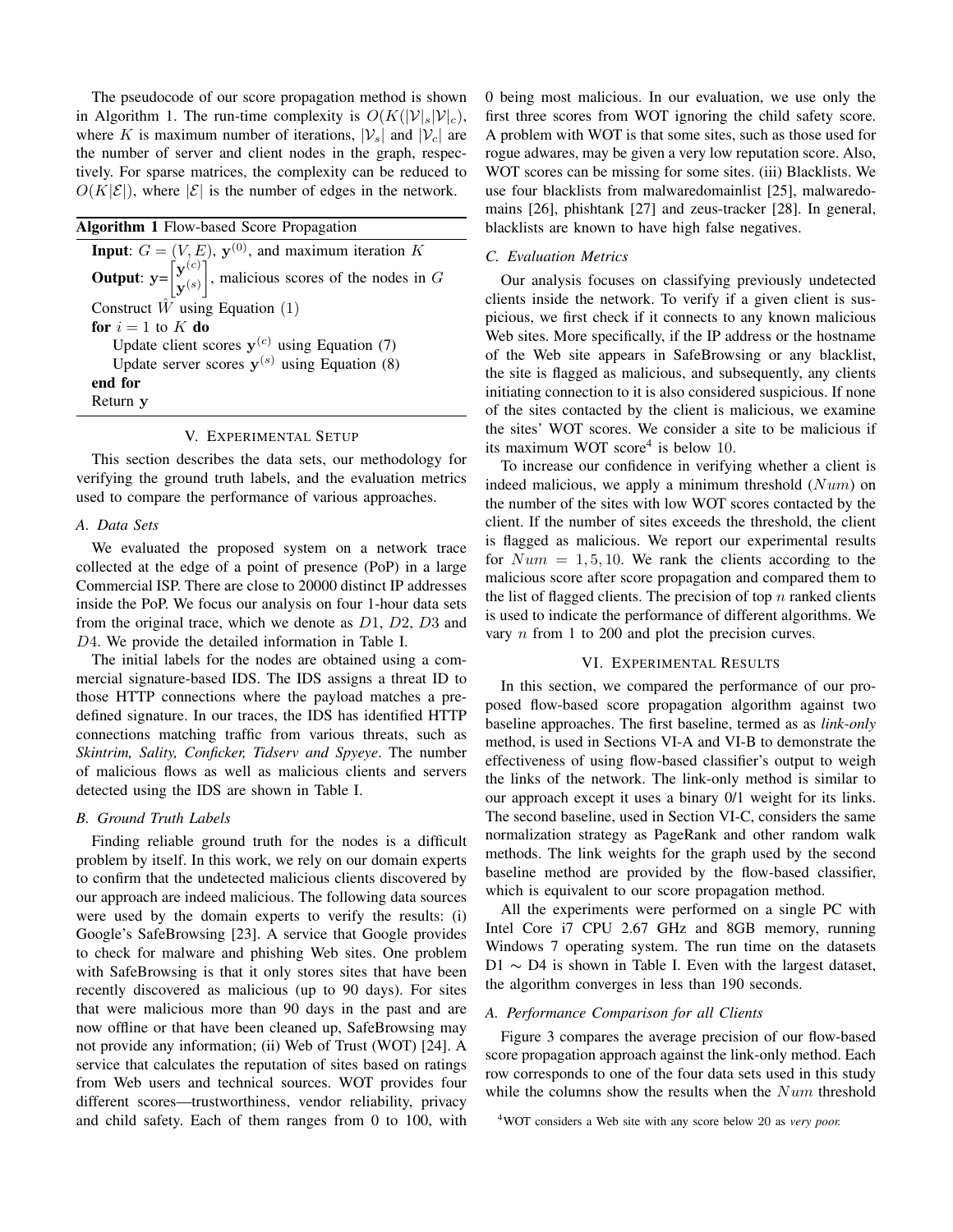The pseudocode of our score propagation method is shown in Algorithm 1. The run-time complexity is $O(K(|\mathcal{V}|_s|\mathcal{V}|_c)$, where $K$ is maximum number of iterations, $|\mathcal{V}_s|$ and $|\mathcal{V}_c|$ are the number of server and client nodes in the graph, respectively. For sparse matrices, the complexity can be reduced to $O(K|\mathcal{E}|)$, where $|\mathcal{E}|$ is the number of edges in the network.

**Algorithm 1** Flow-based Score Propagation

**Input**: $G = (V, E)$, $\mathbf{y}^{(0)}$, and maximum iteration $K$
**Output**: $\mathbf{y}=\begin{bmatrix}\mathbf{y}^{(c)} \\ \mathbf{y}^{(s)}\end{bmatrix}$, malicious scores of the nodes in $G$
Construct $\hat{W}$ using Equation (1)
**for** $i = 1$ to $K$ **do**
  Update client scores $\mathbf{y}^{(c)}$ using Equation (7)
  Update server scores $\mathbf{y}^{(s)}$ using Equation (8)
**end for**
Return $\mathbf{y}$

## V. Experimental Setup

This section describes the data sets, our methodology for verifying the ground truth labels, and the evaluation metrics used to compare the performance of various approaches.

### A. Data Sets

We evaluated the proposed system on a network trace collected at the edge of a point of presence (PoP) in a large Commercial ISP. There are close to 20000 distinct IP addresses inside the PoP. We focus our analysis on four 1-hour data sets from the original trace, which we denote as $D1$, $D2$, $D3$ and $D4$. We provide the detailed information in Table I.

The initial labels for the nodes are obtained using a commercial signature-based IDS. The IDS assigns a threat ID to those HTTP connections where the payload matches a predefined signature. In our traces, the IDS has identified HTTP connections matching traffic from various threats, such as *Skintrim, Sality, Conficker, Tidserv and Spyeye*. The number of malicious flows as well as malicious clients and servers detected using the IDS are shown in Table I.

### B. Ground Truth Labels

Finding reliable ground truth for the nodes is a difficult problem by itself. In this work, we rely on our domain experts to confirm that the undetected malicious clients discovered by our approach are indeed malicious. The following data sources were used by the domain experts to verify the results: (i) Google's SafeBrowsing [23]. A service that Google provides to check for malware and phishing Web sites. One problem with SafeBrowsing is that it only stores sites that have been recently discovered as malicious (up to 90 days). For sites that were malicious more than 90 days in the past and are now offline or that have been cleaned up, SafeBrowsing may not provide any information; (ii) Web of Trust (WOT) [24]. A service that calculates the reputation of sites based on ratings from Web users and technical sources. WOT provides four different scores—trustworthiness, vendor reliability, privacy and child safety. Each of them ranges from 0 to 100, with 0 being most malicious. In our evaluation, we use only the first three scores from WOT ignoring the child safety score. A problem with WOT is that some sites, such as those used for rogue adwares, may be given a very low reputation score. Also, WOT scores can be missing for some sites. (iii) Blacklists. We use four blacklists from malwaredomainlist [25], malwaredomains [26], phishtank [27] and zeus-tracker [28]. In general, blacklists are known to have high false negatives.

### C. Evaluation Metrics

Our analysis focuses on classifying previously undetected clients inside the network. To verify if a given client is suspicious, we first check if it connects to any known malicious Web sites. More specifically, if the IP address or the hostname of the Web site appears in SafeBrowsing or any blacklist, the site is flagged as malicious, and subsequently, any clients initiating connection to it is also considered suspicious. If none of the sites contacted by the client is malicious, we examine the sites' WOT scores. We consider a site to be malicious if its maximum WOT score[4] is below 10.

To increase our confidence in verifying whether a client is indeed malicious, we apply a minimum threshold ($Num$) on the number of the sites with low WOT scores contacted by the client. If the number of sites exceeds the threshold, the client is flagged as malicious. We report our experimental results for $Num = 1, 5, 10$. We rank the clients according to the malicious score after score propagation and compared them to the list of flagged clients. The precision of top $n$ ranked clients is used to indicate the performance of different algorithms. We vary $n$ from 1 to 200 and plot the precision curves.

## VI. Experimental Results

In this section, we compared the performance of our proposed flow-based score propagation algorithm against two baseline approaches. The first baseline, termed as as *link-only* method, is used in Sections VI-A and VI-B to demonstrate the effectiveness of using flow-based classifier's output to weigh the links of the network. The link-only method is similar to our approach except it uses a binary 0/1 weight for its links. The second baseline, used in Section VI-C, considers the same normalization strategy as PageRank and other random walk methods. The link weights for the graph used by the second baseline method are provided by the flow-based classifier, which is equivalent to our score propagation method.

All the experiments were performed on a single PC with Intel Core i7 CPU 2.67 GHz and 8GB memory, running Windows 7 operating system. The run time on the datasets D1 $\sim$ D4 is shown in Table I. Even with the largest dataset, the algorithm converges in less than 190 seconds.

### A. Performance Comparison for all Clients

Figure 3 compares the average precision of our flow-based score propagation approach against the link-only method. Each row corresponds to one of the four data sets used in this study while the columns show the results when the $Num$ threshold

[4] WOT considers a Web site with any score below 20 as *very poor.*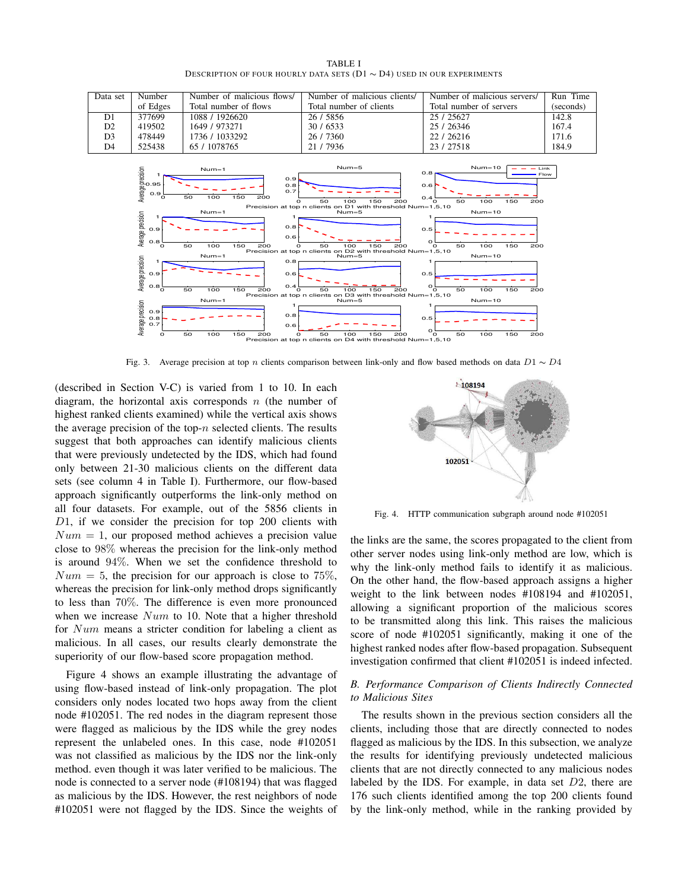TABLE I
DESCRIPTION OF FOUR HOURLY DATA SETS (D1 ∼ D4) USED IN OUR EXPERIMENTS

| Data set | Number of Edges | Number of malicious flows/ Total number of flows | Number of malicious clients/ Total number of clients | Number of malicious servers/ Total number of servers | Run Time (seconds) |
|---|---|---|---|---|---|
| D1 | 377699 | 1088 / 1926620 | 26 / 5856 | 25 / 25627 | 142.8 |
| D2 | 419502 | 1649 / 973271 | 30 / 6533 | 25 / 26346 | 167.4 |
| D3 | 478449 | 1736 / 1033292 | 26 / 7360 | 22 / 26216 | 171.6 |
| D4 | 525438 | 65 / 1078765 | 21 / 7936 | 23 / 27518 | 184.9 |

Fig. 3. Average precision at top $n$ clients comparison between link-only and flow based methods on data $D1 \sim D4$

(described in Section V-C) is varied from 1 to 10. In each diagram, the horizontal axis corresponds to $n$ (the number of highest ranked clients examined) while the vertical axis shows the average precision of the top-$n$ selected clients. The results suggest that both approaches can identify malicious clients that were previously undetected by the IDS, which had found only between 21-30 malicious clients on the different data sets (see column 4 in Table I). Furthermore, our flow-based approach significantly outperforms the link-only method on all four datasets. For example, out of the 5856 clients in $D1$, if we consider the precision for top 200 clients with $Num = 1$, our proposed method achieves a precision value close to 98% whereas the precision for the link-only method is around 94%. When we set the confidence threshold to $Num = 5$, the precision for our approach is close to 75%, whereas the precision for link-only method drops significantly to less than 70%. The difference is even more pronounced when we increase $Num$ to 10. Note that a higher threshold for $Num$ means a stricter condition for labeling a client as malicious. In all cases, our results clearly demonstrate the superiority of our flow-based score propagation method.

Figure 4 shows an example illustrating the advantage of using flow-based instead of link-only propagation. The plot considers only nodes located two hops away from the client node #102051. The red nodes in the diagram represent those were flagged as malicious by the IDS while the grey nodes represent the unlabeled ones. In this case, node #102051 was not classified as malicious by the IDS nor the link-only method. even though it was later verified to be malicious. The node is connected to a server node (#108194) that was flagged as malicious by the IDS. However, the rest neighbors of node #102051 were not flagged by the IDS. Since the weights of the links are the same, the scores propagated to the client from other server nodes using link-only method are low, which is why the link-only method fails to identify it as malicious. On the other hand, the flow-based approach assigns a higher weight to the link between nodes #108194 and #102051, allowing a significant proportion of the malicious scores to be transmitted along this link. This raises the malicious score of node #102051 significantly, making it one of the highest ranked nodes after flow-based propagation. Subsequent investigation confirmed that client #102051 is indeed infected.

Fig. 4. HTTP communication subgraph around node #102051

### B. Performance Comparison of Clients Indirectly Connected to Malicious Sites

The results shown in the previous section considers all the clients, including those that are directly connected to nodes flagged as malicious by the IDS. In this subsection, we analyze the results for identifying previously undetected malicious clients that are not directly connected to any malicious nodes labeled by the IDS. For example, in data set $D2$, there are 176 such clients identified among the top 200 clients found by the link-only method, while in the ranking provided by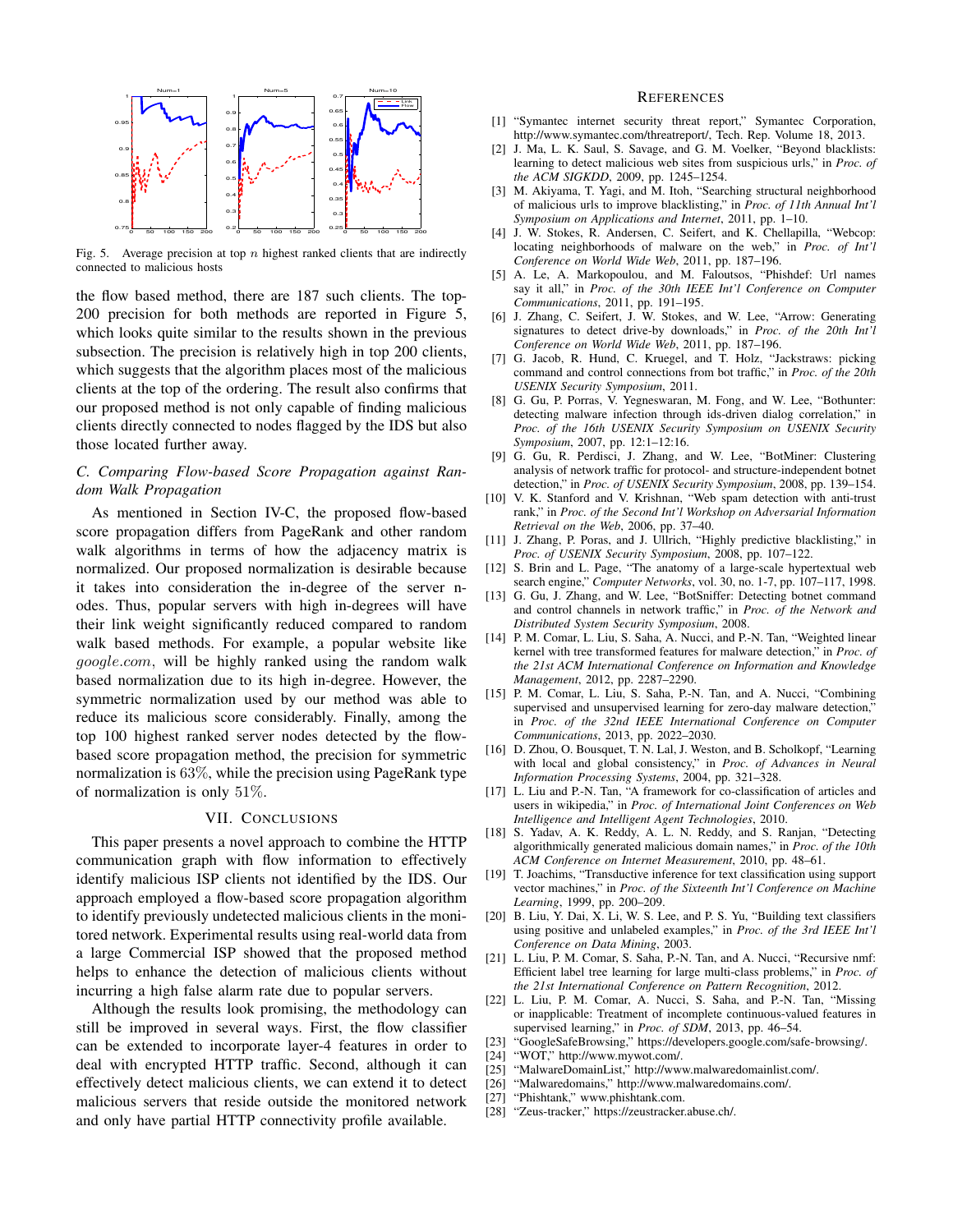Num=1

1 0.95 0.9 0.85 0.8 0.75

0 50 100 150 200

Num=5

1 0.9 0.8 0.7 0.6 0.5 0.4 0.3 0.2

0 50 100 150 200

Num=10

0.7 0.65 0.6 0.55 0.5 0.45 0.4 0.35 0.3 0.25

0 50 100 150 200

Link
Flow

Fig. 5. Average precision at top $n$ highest ranked clients that are indirectly connected to malicious hosts

the flow based method, there are 187 such clients. The top-200 precision for both methods are reported in Figure 5, which looks quite similar to the results shown in the previous subsection. The precision is relatively high in top 200 clients, which suggests that the algorithm places most of the malicious clients at the top of the ordering. The result also confirms that our proposed method is not only capable of finding malicious clients directly connected to nodes flagged by the IDS but also those located further away.

### *C. Comparing Flow-based Score Propagation against Random Walk Propagation*

As mentioned in Section IV-C, the proposed flow-based score propagation differs from PageRank and other random walk algorithms in terms of how the adjacency matrix is normalized. Our proposed normalization is desirable because it takes into consideration the in-degree of the server nodes. Thus, popular servers with high in-degrees will have their link weight significantly reduced compared to random walk based methods. For example, a popular website like $google.com$, will be highly ranked using the random walk based normalization due to its high in-degree. However, the symmetric normalization used by our method was able to reduce its malicious score considerably. Finally, among the top 100 highest ranked server nodes detected by the flow-based score propagation method, the precision for symmetric normalization is $63\%$, while the precision using PageRank type of normalization is only $51\%$.

## VII. Conclusions

This paper presents a novel approach to combine the HTTP communication graph with flow information to effectively identify malicious ISP clients not identified by the IDS. Our approach employed a flow-based score propagation algorithm to identify previously undetected malicious clients in the monitored network. Experimental results using real-world data from a large Commercial ISP showed that the proposed method helps to enhance the detection of malicious clients without incurring a high false alarm rate due to popular servers.

Although the results look promising, the methodology can still be improved in several ways. First, the flow classifier can be extended to incorporate layer-4 features in order to deal with encrypted HTTP traffic. Second, although it can effectively detect malicious clients, we can extend it to detect malicious servers that reside outside the monitored network and only have partial HTTP connectivity profile available.

## References

[1] "Symantec internet security threat report," Symantec Corporation, http://www.symantec.com/threatreport/, Tech. Rep. Volume 18, 2013.

[2] J. Ma, L. K. Saul, S. Savage, and G. M. Voelker, "Beyond blacklists: learning to detect malicious web sites from suspicious urls," in *Proc. of the ACM SIGKDD*, 2009, pp. 1245–1254.

[3] M. Akiyama, T. Yagi, and M. Itoh, "Searching structural neighborhood of malicious urls to improve blacklisting," in *Proc. of 11th Annual Int'l Symposium on Applications and Internet*, 2011, pp. 1–10.

[4] J. W. Stokes, R. Andersen, C. Seifert, and K. Chellapilla, "Webcop: locating neighborhoods of malware on the web," in *Proc. of Int'l Conference on World Wide Web*, 2011, pp. 187–196.

[5] A. Le, A. Markopoulou, and M. Faloutsos, "Phishdef: Url names say it all," in *Proc. of the 30th IEEE Int'l Conference on Computer Communications*, 2011, pp. 191–195.

[6] J. Zhang, C. Seifert, J. W. Stokes, and W. Lee, "Arrow: Generating signatures to detect drive-by downloads," in *Proc. of the 20th Int'l Conference on World Wide Web*, 2011, pp. 187–196.

[7] G. Jacob, R. Hund, C. Kruegel, and T. Holz, "Jackstraws: picking command and control connections from bot traffic," in *Proc. of the 20th USENIX Security Symposium*, 2011.

[8] G. Gu, P. Porras, V. Yegneswaran, M. Fong, and W. Lee, "Bothunter: detecting malware infection through ids-driven dialog correlation," in *Proc. of the 16th USENIX Security Symposium on USENIX Security Symposium*, 2007, pp. 12:1–12:16.

[9] G. Gu, R. Perdisci, J. Zhang, and W. Lee, "BotMiner: Clustering analysis of network traffic for protocol- and structure-independent botnet detection," in *Proc. of USENIX Security Symposium*, 2008, pp. 139–154.

[10] V. K. Stanford and V. Krishnan, "Web spam detection with anti-trust rank," in *Proc. of the Second Int'l Workshop on Adversarial Information Retrieval on the Web*, 2006, pp. 37–40.

[11] J. Zhang, P. Poras, and J. Ullrich, "Highly predictive blacklisting," in *Proc. of USENIX Security Symposium*, 2008, pp. 107–122.

[12] S. Brin and L. Page, "The anatomy of a large-scale hypertextual web search engine," *Computer Networks*, vol. 30, no. 1-7, pp. 107–117, 1998.

[13] G. Gu, J. Zhang, and W. Lee, "BotSniffer: Detecting botnet command and control channels in network traffic," in *Proc. of the Network and Distributed System Security Symposium*, 2008.

[14] P. M. Comar, L. Liu, S. Saha, A. Nucci, and P.-N. Tan, "Weighted linear kernel with tree transformed features for malware detection," in *Proc. of the 21st ACM International Conference on Information and Knowledge Management*, 2012, pp. 2287–2290.

[15] P. M. Comar, L. Liu, S. Saha, P.-N. Tan, and A. Nucci, "Combining supervised and unsupervised learning for zero-day malware detection," in *Proc. of the 32nd IEEE International Conference on Computer Communications*, 2013, pp. 2022–2030.

[16] D. Zhou, O. Bousquet, T. N. Lal, J. Weston, and B. Scholkopf, "Learning with local and global consistency," in *Proc. of Advances in Neural Information Processing Systems*, 2004, pp. 321–328.

[17] L. Liu and P.-N. Tan, "A framework for co-classification of articles and users in wikipedia," in *Proc. of International Joint Conferences on Web Intelligence and Intelligent Agent Technologies*, 2010.

[18] S. Yadav, A. K. Reddy, A. L. N. Reddy, and S. Ranjan, "Detecting algorithmically generated malicious domain names," in *Proc. of the 10th ACM Conference on Internet Measurement*, 2010, pp. 48–61.

[19] T. Joachims, "Transductive inference for text classification using support vector machines," in *Proc. of the Sixteenth Int'l Conference on Machine Learning*, 1999, pp. 200–209.

[20] B. Liu, Y. Dai, X. Li, W. S. Lee, and P. S. Yu, "Building text classifiers using positive and unlabeled examples," in *Proc. of the 3rd IEEE Int'l Conference on Data Mining*, 2003.

[21] L. Liu, P. M. Comar, S. Saha, P.-N. Tan, and A. Nucci, "Recursive nmf: Efficient label tree learning for large multi-class problems," in *Proc. of the 21st International Conference on Pattern Recognition*, 2012.

[22] L. Liu, P. M. Comar, A. Nucci, S. Saha, and P.-N. Tan, "Missing or inapplicable: Treatment of incomplete continuous-valued features in supervised learning," in *Proc. of SDM*, 2013, pp. 46–54.

[23] "GoogleSafeBrowsing," https://developers.google.com/safe-browsing/.

[24] "WOT," http://www.mywot.com/.

[25] "MalwareDomainList," http://www.malwaredomainlist.com/.

[26] "Malwaredomains," http://www.malwaredomains.com/.

[27] "Phishtank," www.phishtank.com.

[28] "Zeus-tracker," https://zeustracker.abuse.ch/.